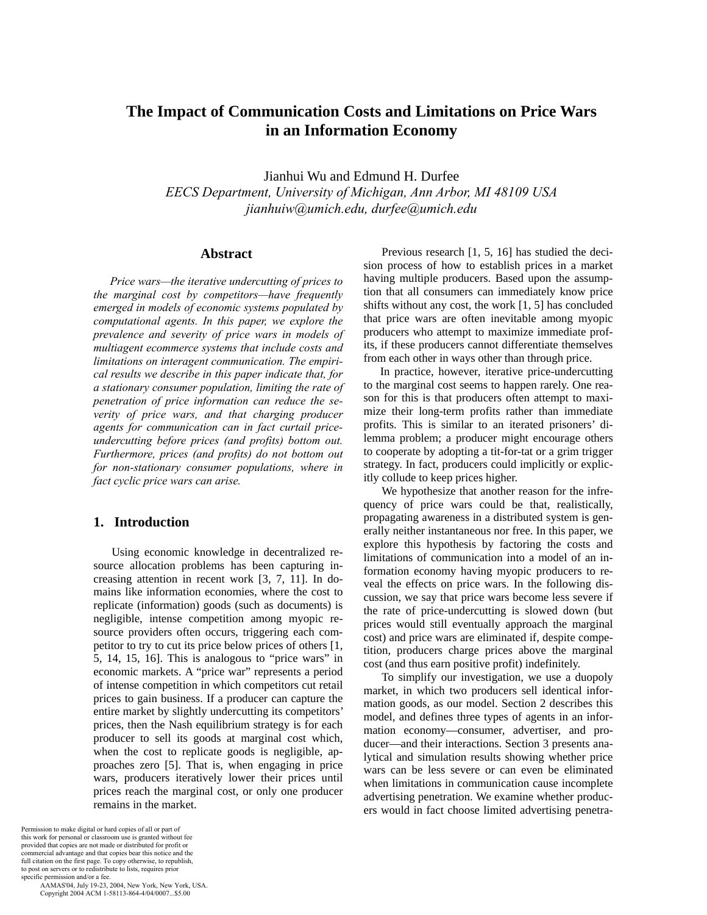# The Impact of Communication Costs and Limitations on Price Wars in an Information Economy

Jianhui Wu and Edmund H. Durfee

*EECS Department, University of Michigan, Ann Arbor, MI 48109 USA*

*jianhuiw@umich.edu, durfee@umich.edu*

## Abstract

*Price wars—the iterative undercutting of prices to the marginal cost by competitors—have frequently emerged in models of economic systems populated by computational agents. In this paper, we explore the prevalence and severity of price wars in models of multiagent ecommerce systems that include costs and limitations on interagent communication. The empirical results we describe in this paper indicate that, for a stationary consumer population, limiting the rate of penetration of price information can reduce the severity of price wars, and that charging producer agents for communication can in fact curtail price-undercutting before prices (and profits) bottom out. Furthermore, prices (and profits) do not bottom out for non-stationary consumer populations, where in fact cyclic price wars can arise.*

## 1. Introduction

Using economic knowledge in decentralized resource allocation problems has been capturing increasing attention in recent work [3, 7, 11]. In domains like information economies, where the cost to replicate (information) goods (such as documents) is negligible, intense competition among myopic resource providers often occurs, triggering each competitor to try to cut its price below prices of others [1, 5, 14, 15, 16]. This is analogous to "price wars" in economic markets. A "price war" represents a period of intense competition in which competitors cut retail prices to gain business. If a producer can capture the entire market by slightly undercutting its competitors' prices, then the Nash equilibrium strategy is for each producer to sell its goods at marginal cost which, when the cost to replicate goods is negligible, approaches zero [5]. That is, when engaging in price wars, producers iteratively lower their prices until prices reach the marginal cost, or only one producer remains in the market.

Previous research [1, 5, 16] has studied the decision process of how to establish prices in a market having multiple producers. Based upon the assumption that all consumers can immediately know price shifts without any cost, the work [1, 5] has concluded that price wars are often inevitable among myopic producers who attempt to maximize immediate profits, if these producers cannot differentiate themselves from each other in ways other than through price.

In practice, however, iterative price-undercutting to the marginal cost seems to happen rarely. One reason for this is that producers often attempt to maximize their long-term profits rather than immediate profits. This is similar to an iterated prisoners' dilemma problem; a producer might encourage others to cooperate by adopting a tit-for-tat or a grim trigger strategy. In fact, producers could implicitly or explicitly collude to keep prices higher.

We hypothesize that another reason for the infrequency of price wars could be that, realistically, propagating awareness in a distributed system is generally neither instantaneous nor free. In this paper, we explore this hypothesis by factoring the costs and limitations of communication into a model of an information economy having myopic producers to reveal the effects on price wars. In the following discussion, we say that price wars become less severe if the rate of price-undercutting is slowed down (but prices would still eventually approach the marginal cost) and price wars are eliminated if, despite competition, producers charge prices above the marginal cost (and thus earn positive profit) indefinitely.

To simplify our investigation, we use a duopoly market, in which two producers sell identical information goods, as our model. Section 2 describes this model, and defines three types of agents in an information economy—consumer, advertiser, and producer—and their interactions. Section 3 presents analytical and simulation results showing whether price wars can be less severe or can even be eliminated when limitations in communication cause incomplete advertising penetration. We examine whether producers would in fact choose limited advertising penetra-

Permission to make digital or hard copies of all or part of this work for personal or classroom use is granted without fee provided that copies are not made or distributed for profit or commercial advantage and that copies bear this notice and the full citation on the first page. To copy otherwise, to republish, to post on servers or to redistribute to lists, requires prior specific permission and/or a fee.
AAMAS'04, July 19-23, 2004, New York, New York, USA.
Copyright 2004 ACM 1-58113-864-4/04/0007...$5.00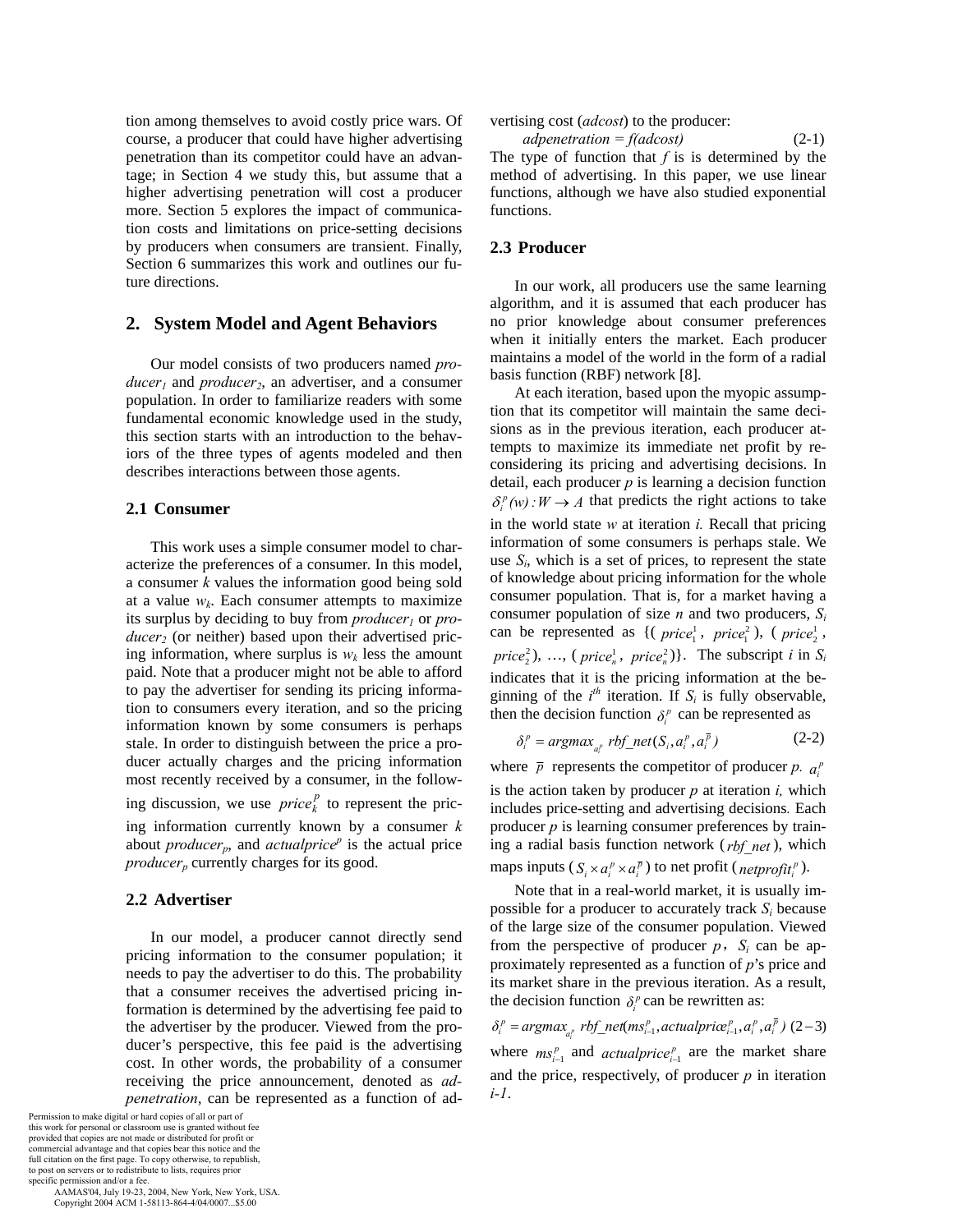tion among themselves to avoid costly price wars. Of course, a producer that could have higher advertising penetration than its competitor could have an advantage; in Section 4 we study this, but assume that a higher advertising penetration will cost a producer more. Section 5 explores the impact of communication costs and limitations on price-setting decisions by producers when consumers are transient. Finally, Section 6 summarizes this work and outlines our future directions.

## 2. System Model and Agent Behaviors

Our model consists of two producers named $producer_1$ and $producer_2$, an advertiser, and a consumer population. In order to familiarize readers with some fundamental economic knowledge used in the study, this section starts with an introduction to the behaviors of the three types of agents modeled and then describes interactions between those agents.

### 2.1 Consumer

This work uses a simple consumer model to characterize the preferences of a consumer. In this model, a consumer $k$ values the information good being sold at a value $w_k$. Each consumer attempts to maximize its surplus by deciding to buy from $producer_1$ or $producer_2$ (or neither) based upon their advertised pricing information, where surplus is $w_k$ less the amount paid. Note that a producer might not be able to afford to pay the advertiser for sending its pricing information to consumers every iteration, and so the pricing information known by some consumers is perhaps stale. In order to distinguish between the price a producer actually charges and the pricing information most recently received by a consumer, in the following discussion, we use $price_k^p$ to represent the pricing information currently known by a consumer $k$ about $producer_p$, and $actualprice^p$ is the actual price $producer_p$ currently charges for its good.

### 2.2 Advertiser

In our model, a producer cannot directly send pricing information to the consumer population; it needs to pay the advertiser to do this. The probability that a consumer receives the advertised pricing information is determined by the advertising fee paid to the advertiser by the producer. Viewed from the producer's perspective, this fee paid is the advertising cost. In other words, the probability of a consumer receiving the price announcement, denoted as *adpenetration*, can be represented as a function of advertising cost (*adcost*) to the producer:

$$adpenetration = f(adcost) \tag{2-1}$$

The type of function that $f$ is is determined by the method of advertising. In this paper, we use linear functions, although we have also studied exponential functions.

### 2.3 Producer

In our work, all producers use the same learning algorithm, and it is assumed that each producer has no prior knowledge about consumer preferences when it initially enters the market. Each producer maintains a model of the world in the form of a radial basis function (RBF) network [8].

At each iteration, based upon the myopic assumption that its competitor will maintain the same decisions as in the previous iteration, each producer attempts to maximize its immediate net profit by reconsidering its pricing and advertising decisions. In detail, each producer $p$ is learning a decision function $\delta_i^p(w): W \rightarrow A$ that predicts the right actions to take in the world state $w$ at iteration $i$. Recall that pricing information of some consumers is perhaps stale. We use $S_i$, which is a set of prices, to represent the state of knowledge about pricing information for the whole consumer population. That is, for a market having a consumer population of size $n$ and two producers, $S_i$ can be represented as $\{(price_1^1, price_1^2), (price_2^1, price_2^2), \ldots, (price_n^1, price_n^2)\}$. The subscript $i$ in $S_i$ indicates that it is the pricing information at the beginning of the $i^{th}$ iteration. If $S_i$ is fully observable, then the decision function $\delta_i^p$ can be represented as

$$\delta_i^p = argmax_{a_i^p}\ rbf\_net(S_i, a_i^p, a_i^{\overline{p}}) \tag{2-2}$$

where $\overline{p}$ represents the competitor of producer $p$. $a_i^p$ is the action taken by producer $p$ at iteration $i$, which includes price-setting and advertising decisions. Each producer $p$ is learning consumer preferences by training a radial basis function network ($rbf\_net$), which maps inputs ($S_i \times a_i^p \times a_i^{\overline{p}}$) to net profit ($netprofit_i^p$).

Note that in a real-world market, it is usually impossible for a producer to accurately track $S_i$ because of the large size of the consumer population. Viewed from the perspective of producer $p$, $S_i$ can be approximately represented as a function of $p$'s price and its market share in the previous iteration. As a result, the decision function $\delta_i^p$ can be rewritten as:

$$\delta_i^p = argmax_{a_i^p}\ rbf\_net(ms_{i-1}^p, actualprice_{i-1}^p, a_i^p, a_i^{\overline{p}}) \tag{2-3}$$

where $ms_{i-1}^p$ and $actualprice_{i-1}^p$ are the market share and the price, respectively, of producer $p$ in iteration $i$-$1$.

Permission to make digital or hard copies of all or part of this work for personal or classroom use is granted without fee provided that copies are not made or distributed for profit or commercial advantage and that copies bear this notice and the full citation on the first page. To copy otherwise, to republish, to post on servers or to redistribute to lists, requires prior specific permission and/or a fee.
AAMAS'04, July 19-23, 2004, New York, New York, USA.
Copyright 2004 ACM 1-58113-864-4/04/0007...$5.00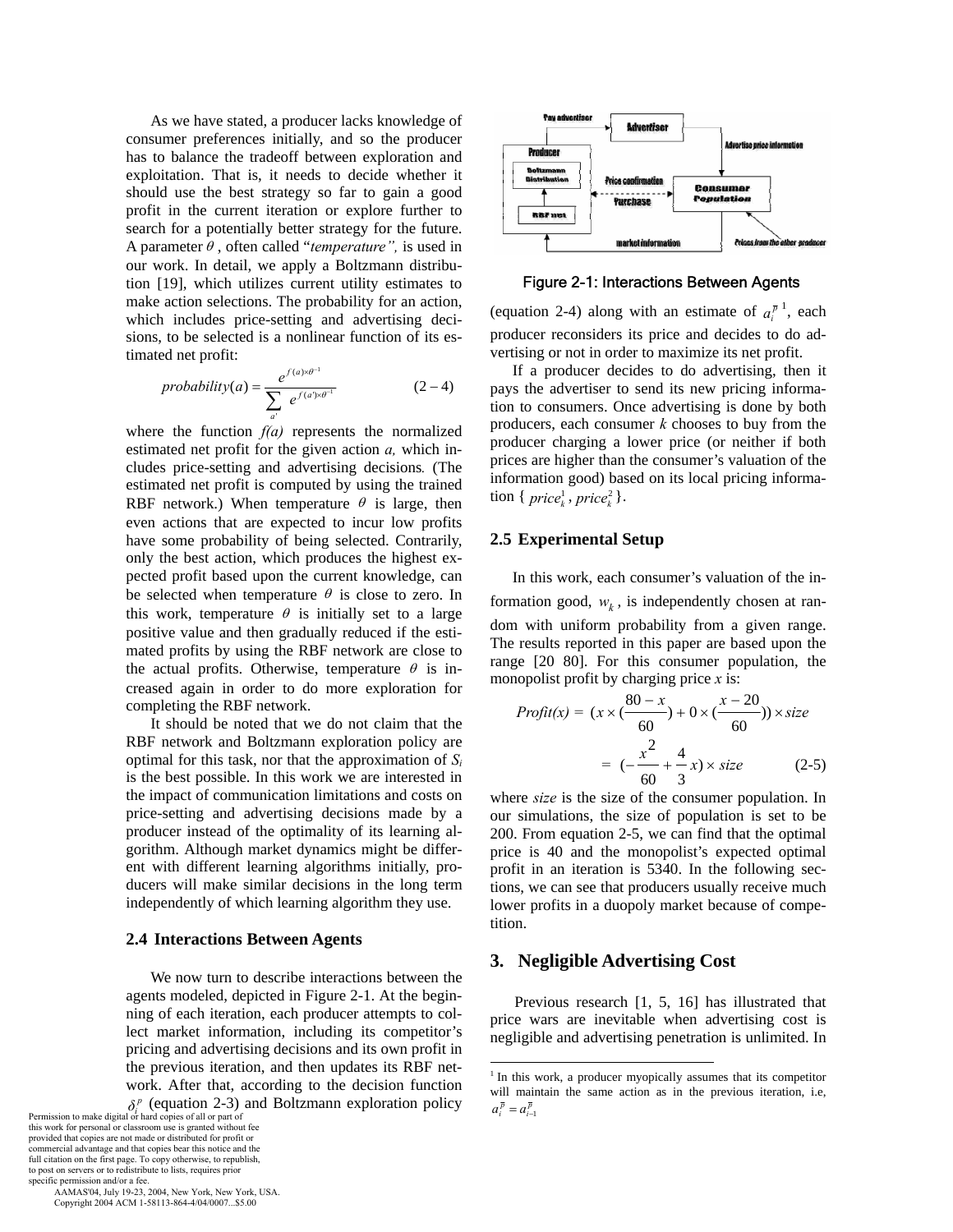As we have stated, a producer lacks knowledge of consumer preferences initially, and so the producer has to balance the tradeoff between exploration and exploitation. That is, it needs to decide whether it should use the best strategy so far to gain a good profit in the current iteration or explore further to search for a potentially better strategy for the future. A parameter $\theta$, often called "*temperature*", is used in our work. In detail, we apply a Boltzmann distribution [19], which utilizes current utility estimates to make action selections. The probability for an action, which includes price-setting and advertising decisions, to be selected is a nonlinear function of its estimated net profit:

$$probability(a) = \frac{e^{f(a)\times\theta^{-1}}}{\sum_{a'} e^{f(a')\times\theta^{-1}}} \qquad (2-4)$$

where the function *f(a)* represents the normalized estimated net profit for the given action *a,* which includes price-setting and advertising decisions*.* (The estimated net profit is computed by using the trained RBF network.) When temperature $\theta$ is large, then even actions that are expected to incur low profits have some probability of being selected. Contrarily, only the best action, which produces the highest expected profit based upon the current knowledge, can be selected when temperature $\theta$ is close to zero. In this work, temperature $\theta$ is initially set to a large positive value and then gradually reduced if the estimated profits by using the RBF network are close to the actual profits. Otherwise, temperature $\theta$ is increased again in order to do more exploration for completing the RBF network.

It should be noted that we do not claim that the RBF network and Boltzmann exploration policy are optimal for this task, nor that the approximation of $S_i$ is the best possible. In this work we are interested in the impact of communication limitations and costs on price-setting and advertising decisions made by a producer instead of the optimality of its learning algorithm. Although market dynamics might be different with different learning algorithms initially, producers will make similar decisions in the long term independently of which learning algorithm they use.

## 2.4 Interactions Between Agents

We now turn to describe interactions between the agents modeled, depicted in Figure 2-1. At the beginning of each iteration, each producer attempts to collect market information, including its competitor's pricing and advertising decisions and its own profit in the previous iteration, and then updates its RBF network. After that, according to the decision function $\delta_i^p$ (equation 2-3) and Boltzmann exploration policy (equation 2-4) along with an estimate of $a_i^{\bar{p}}$ [1], each producer reconsiders its price and decides to do advertising or not in order to maximize its net profit.

Figure 2-1: Interactions Between Agents

If a producer decides to do advertising, then it pays the advertiser to send its new pricing information to consumers. Once advertising is done by both producers, each consumer *k* chooses to buy from the producer charging a lower price (or neither if both prices are higher than the consumer's valuation of the information good) based on its local pricing information { $price_k^1$, $price_k^2$ }.

## 2.5 Experimental Setup

In this work, each consumer's valuation of the information good, $w_k$, is independently chosen at random with uniform probability from a given range. The results reported in this paper are based upon the range [20 80]. For this consumer population, the monopolist profit by charging price *x* is:

$$Profit(x) = (x \times (\frac{80-x}{60}) + 0 \times (\frac{x-20}{60})) \times size$$

$$= (-\frac{x^2}{60} + \frac{4}{3}x) \times size \qquad (2\text{-}5)$$

where *size* is the size of the consumer population. In our simulations, the size of population is set to be 200. From equation 2-5, we can find that the optimal price is 40 and the monopolist's expected optimal profit in an iteration is 5340. In the following sections, we can see that producers usually receive much lower profits in a duopoly market because of competition.

# 3. Negligible Advertising Cost

Previous research [1, 5, 16] has illustrated that price wars are inevitable when advertising cost is negligible and advertising penetration is unlimited. In

---

[1] In this work, a producer myopically assumes that its competitor will maintain the same action as in the previous iteration, i.e, $a_i^{\bar{p}} = a_{i-1}^{\bar{p}}$

Permission to make digital or hard copies of all or part of this work for personal or classroom use is granted without fee provided that copies are not made or distributed for profit or commercial advantage and that copies bear this notice and the full citation on the first page. To copy otherwise, to republish, to post on servers or to redistribute to lists, requires prior specific permission and/or a fee.
AAMAS'04, July 19-23, 2004, New York, New York, USA.
Copyright 2004 ACM 1-58113-864-4/04/0007...$5.00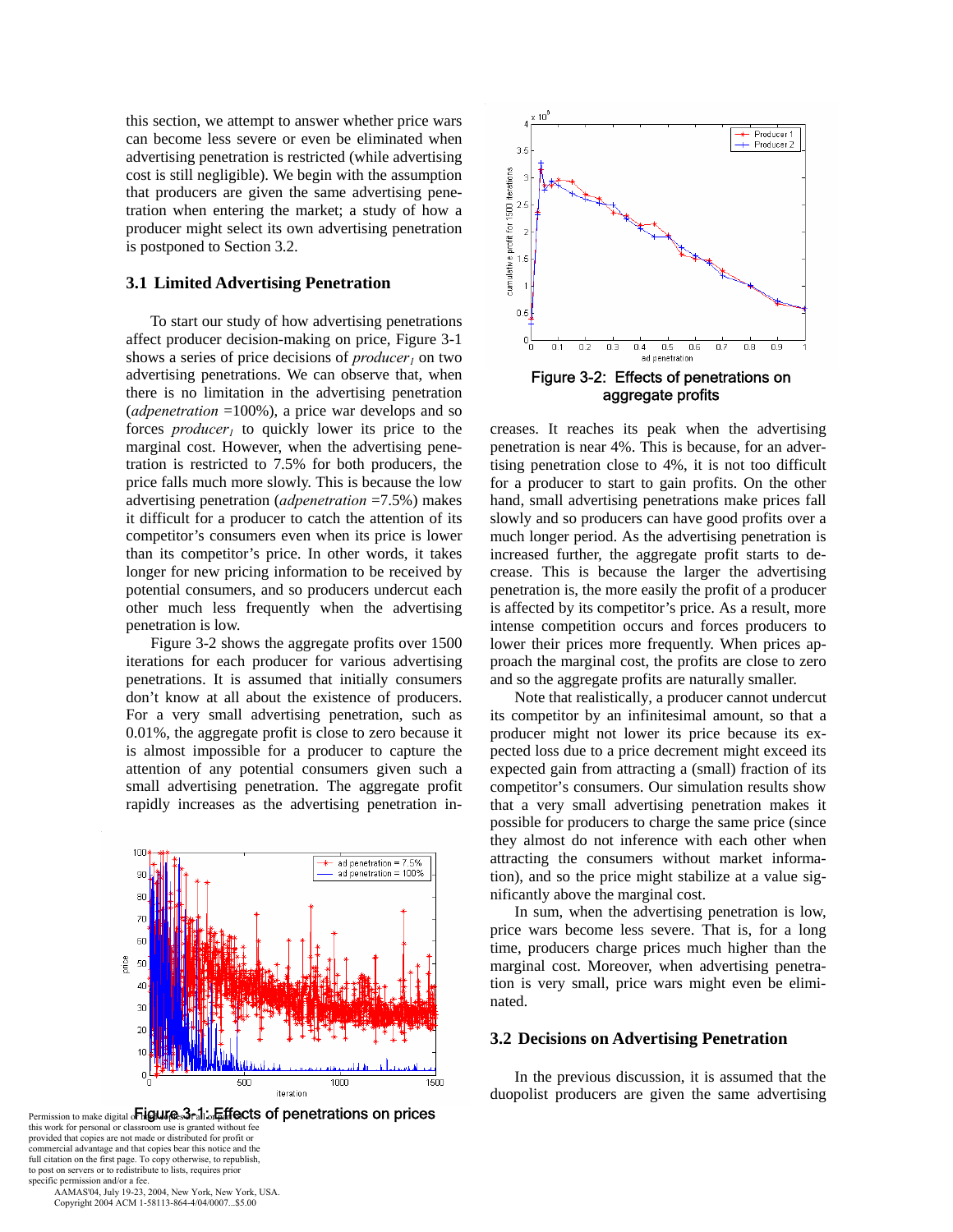this section, we attempt to answer whether price wars can become less severe or even be eliminated when advertising penetration is restricted (while advertising cost is still negligible). We begin with the assumption that producers are given the same advertising penetration when entering the market; a study of how a producer might select its own advertising penetration is postponed to Section 3.2.

### 3.1 Limited Advertising Penetration

To start our study of how advertising penetrations affect producer decision-making on price, Figure 3-1 shows a series of price decisions of *producer*$_1$ on two advertising penetrations. We can observe that, when there is no limitation in the advertising penetration (*adpenetration* =100%), a price war develops and so forces *producer*$_1$ to quickly lower its price to the marginal cost. However, when the advertising penetration is restricted to 7.5% for both producers, the price falls much more slowly. This is because the low advertising penetration (*adpenetration* =7.5%) makes it difficult for a producer to catch the attention of its competitor's consumers even when its price is lower than its competitor's price. In other words, it takes longer for new pricing information to be received by potential consumers, and so producers undercut each other much less frequently when the advertising penetration is low.

Figure 3-2 shows the aggregate profits over 1500 iterations for each producer for various advertising penetrations. It is assumed that initially consumers don't know at all about the existence of producers. For a very small advertising penetration, such as 0.01%, the aggregate profit is close to zero because it is almost impossible for a producer to capture the attention of any potential consumers given such a small advertising penetration. The aggregate profit rapidly increases as the advertising penetration increases. It reaches its peak when the advertising penetration is near 4%. This is because, for an advertising penetration close to 4%, it is not too difficult for a producer to start to gain profits. On the other hand, small advertising penetrations make prices fall slowly and so producers can have good profits over a much longer period. As the advertising penetration is increased further, the aggregate profit starts to decrease. This is because the larger the advertising penetration is, the more easily the profit of a producer is affected by its competitor's price. As a result, more intense competition occurs and forces producers to lower their prices more frequently. When prices approach the marginal cost, the profits are close to zero and so the aggregate profits are naturally smaller.

Figure 3-1: Effects of penetrations on prices

Figure 3-2: Effects of penetrations on aggregate profits

Note that realistically, a producer cannot undercut its competitor by an infinitesimal amount, so that a producer might not lower its price because its expected loss due to a price decrement might exceed its expected gain from attracting a (small) fraction of its competitor's consumers. Our simulation results show that a very small advertising penetration makes it possible for producers to charge the same price (since they almost do not inference with each other when attracting the consumers without market information), and so the price might stabilize at a value significantly above the marginal cost.

In sum, when the advertising penetration is low, price wars become less severe. That is, for a long time, producers charge prices much higher than the marginal cost. Moreover, when advertising penetration is very small, price wars might even be eliminated.

### 3.2 Decisions on Advertising Penetration

In the previous discussion, it is assumed that the duopolist producers are given the same advertising

Permission to make digital or hard copies of all or part of this work for personal or classroom use is granted without fee provided that copies are not made or distributed for profit or commercial advantage and that copies bear this notice and the full citation on the first page. To copy otherwise, to republish, to post on servers or to redistribute to lists, requires prior specific permission and/or a fee.
AAMAS'04, July 19-23, 2004, New York, New York, USA.
Copyright 2004 ACM 1-58113-864-4/04/0007...$5.00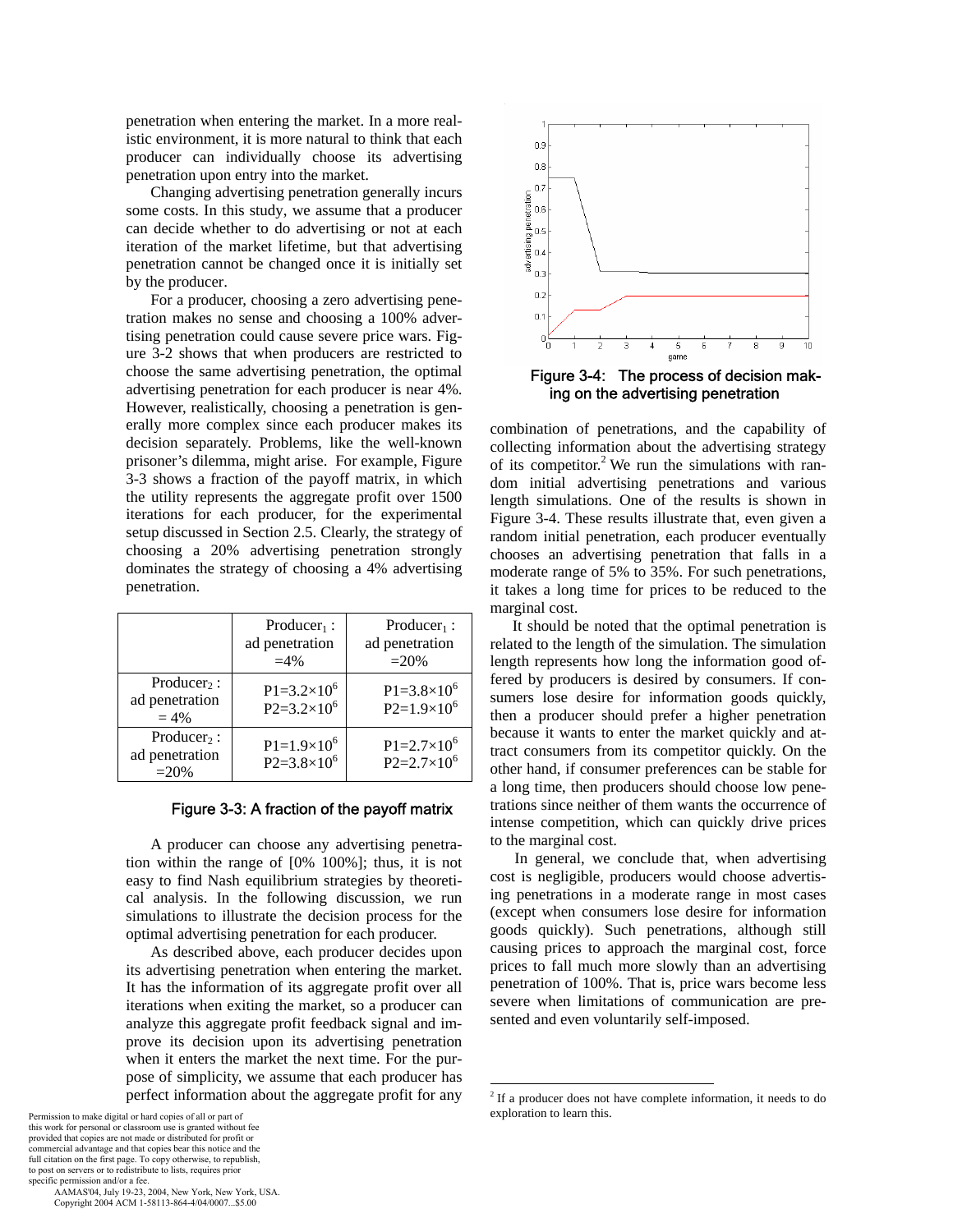penetration when entering the market. In a more realistic environment, it is more natural to think that each producer can individually choose its advertising penetration upon entry into the market.

Changing advertising penetration generally incurs some costs. In this study, we assume that a producer can decide whether to do advertising or not at each iteration of the market lifetime, but that advertising penetration cannot be changed once it is initially set by the producer.

For a producer, choosing a zero advertising penetration makes no sense and choosing a 100% advertising penetration could cause severe price wars. Figure 3-2 shows that when producers are restricted to choose the same advertising penetration, the optimal advertising penetration for each producer is near 4%. However, realistically, choosing a penetration is generally more complex since each producer makes its decision separately. Problems, like the well-known prisoner's dilemma, might arise. For example, Figure 3-3 shows a fraction of the payoff matrix, in which the utility represents the aggregate profit over 1500 iterations for each producer, for the experimental setup discussed in Section 2.5. Clearly, the strategy of choosing a 20% advertising penetration strongly dominates the strategy of choosing a 4% advertising penetration.

| | $\text{Producer}_1$ : ad penetration =4% | $\text{Producer}_1$ : ad penetration =20% |
|---|---|---|
| $\text{Producer}_2$ : ad penetration = 4% | P1=$3.2\times10^6$ P2=$3.2\times10^6$ | P1=$3.8\times10^6$ P2=$1.9\times10^6$ |
| $\text{Producer}_2$ : ad penetration =20% | P1=$1.9\times10^6$ P2=$3.8\times10^6$ | P1=$2.7\times10^6$ P2=$2.7\times10^6$ |

Figure 3-3: A fraction of the payoff matrix

A producer can choose any advertising penetration within the range of [0% 100%]; thus, it is not easy to find Nash equilibrium strategies by theoretical analysis. In the following discussion, we run simulations to illustrate the decision process for the optimal advertising penetration for each producer.

As described above, each producer decides upon its advertising penetration when entering the market. It has the information of its aggregate profit over all iterations when exiting the market, so a producer can analyze this aggregate profit feedback signal and improve its decision upon its advertising penetration when it enters the market the next time. For the purpose of simplicity, we assume that each producer has perfect information about the aggregate profit for any combination of penetrations, and the capability of collecting information about the advertising strategy of its competitor.[2] We run the simulations with random initial advertising penetrations and various length simulations. One of the results is shown in Figure 3-4. These results illustrate that, even given a random initial penetration, each producer eventually chooses an advertising penetration that falls in a moderate range of 5% to 35%. For such penetrations, it takes a long time for prices to be reduced to the marginal cost.

Figure 3-4: The process of decision making on the advertising penetration

It should be noted that the optimal penetration is related to the length of the simulation. The simulation length represents how long the information good offered by producers is desired by consumers. If consumers lose desire for information goods quickly, then a producer should prefer a higher penetration because it wants to enter the market quickly and attract consumers from its competitor quickly. On the other hand, if consumer preferences can be stable for a long time, then producers should choose low penetrations since neither of them wants the occurrence of intense competition, which can quickly drive prices to the marginal cost.

In general, we conclude that, when advertising cost is negligible, producers would choose advertising penetrations in a moderate range in most cases (except when consumers lose desire for information goods quickly). Such penetrations, although still causing prices to approach the marginal cost, force prices to fall much more slowly than an advertising penetration of 100%. That is, price wars become less severe when limitations of communication are presented and even voluntarily self-imposed.

[2] If a producer does not have complete information, it needs to do exploration to learn this.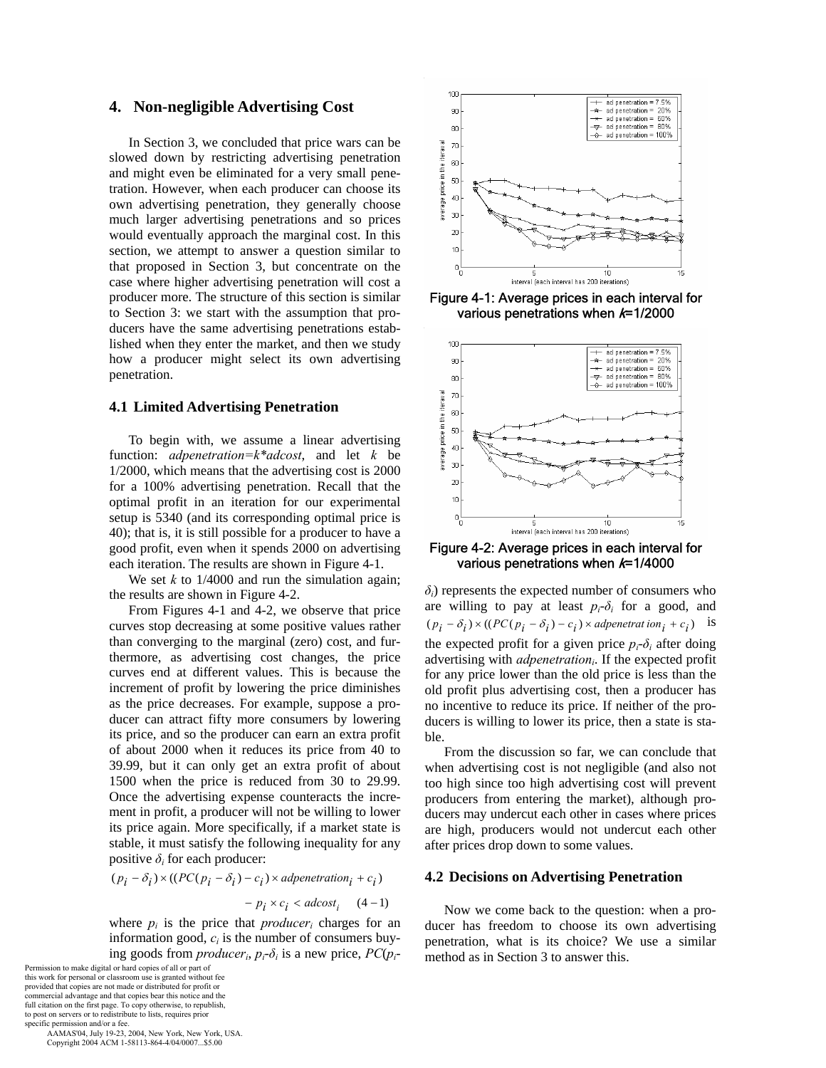## 4. Non-negligible Advertising Cost

In Section 3, we concluded that price wars can be slowed down by restricting advertising penetration and might even be eliminated for a very small penetration. However, when each producer can choose its own advertising penetration, they generally choose much larger advertising penetrations and so prices would eventually approach the marginal cost. In this section, we attempt to answer a question similar to that proposed in Section 3, but concentrate on the case where higher advertising penetration will cost a producer more. The structure of this section is similar to Section 3: we start with the assumption that producers have the same advertising penetrations established when they enter the market, and then we study how a producer might select its own advertising penetration.

### 4.1 Limited Advertising Penetration

To begin with, we assume a linear advertising function: *adpenetration=k\*adcost*, and let $k$ be 1/2000, which means that the advertising cost is 2000 for a 100% advertising penetration. Recall that the optimal profit in an iteration for our experimental setup is 5340 (and its corresponding optimal price is 40); that is, it is still possible for a producer to have a good profit, even when it spends 2000 on advertising each iteration. The results are shown in Figure 4-1.

We set $k$ to 1/4000 and run the simulation again; the results are shown in Figure 4-2.

From Figures 4-1 and 4-2, we observe that price curves stop decreasing at some positive values rather than converging to the marginal (zero) cost, and furthermore, as advertising cost changes, the price curves end at different values. This is because the increment of profit by lowering the price diminishes as the price decreases. For example, suppose a producer can attract fifty more consumers by lowering its price, and so the producer can earn an extra profit of about 2000 when it reduces its price from 40 to 39.99, but it can only get an extra profit of about 1500 when the price is reduced from 30 to 29.99. Once the advertising expense counteracts the increment in profit, a producer will not be willing to lower its price again. More specifically, if a market state is stable, it must satisfy the following inequality for any positive $\delta_i$ for each producer:

$$(p_i - \delta_i) \times ((PC(p_i - \delta_i) - c_i) \times adpenetration_i + c_i) - p_i \times c_i < adcost_i \quad (4-1)$$

where $p_i$ is the price that *producer*$_i$ charges for an information good, $c_i$ is the number of consumers buying goods from *producer*$_i$, $p_i$-$\delta_i$ is a new price, $PC(p_i - \delta_i)$ represents the expected number of consumers who are willing to pay at least $p_i$-$\delta_i$ for a good, and $(p_i - \delta_i) \times ((PC(p_i - \delta_i) - c_i) \times adpenetration_i + c_i)$ is the expected profit for a given price $p_i$-$\delta_i$ after doing advertising with *adpenetration*$_i$. If the expected profit for any price lower than the old price is less than the old profit plus advertising cost, then a producer has no incentive to reduce its price. If neither of the producers is willing to lower its price, then a state is stable.

From the discussion so far, we can conclude that when advertising cost is not negligible (and also not too high since too high advertising cost will prevent producers from entering the market), although producers may undercut each other in cases where prices are high, producers would not undercut each other after prices drop down to some values.

Figure 4-1: Average prices in each interval for various penetrations when *k*=1/2000

Figure 4-2: Average prices in each interval for various penetrations when *k*=1/4000

### 4.2 Decisions on Advertising Penetration

Now we come back to the question: when a producer has freedom to choose its own advertising penetration, what is its choice? We use a similar method as in Section 3 to answer this.

Permission to make digital or hard copies of all or part of this work for personal or classroom use is granted without fee provided that copies are not made or distributed for profit or commercial advantage and that copies bear this notice and the full citation on the first page. To copy otherwise, to republish, to post on servers or to redistribute to lists, requires prior specific permission and/or a fee.
AAMAS'04, July 19-23, 2004, New York, New York, USA.
Copyright 2004 ACM 1-58113-864-4/04/0007...$5.00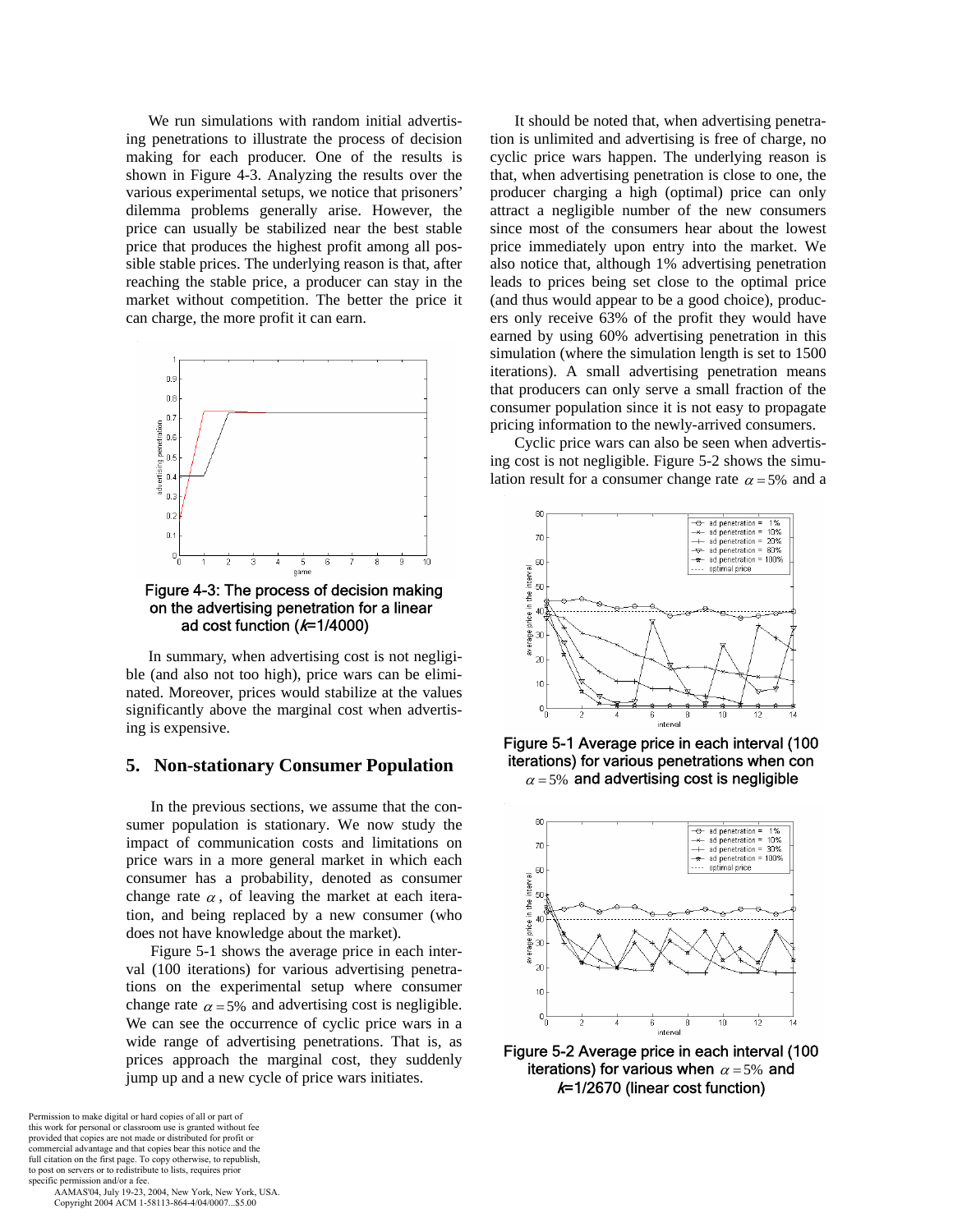We run simulations with random initial advertising penetrations to illustrate the process of decision making for each producer. One of the results is shown in Figure 4-3. Analyzing the results over the various experimental setups, we notice that prisoners' dilemma problems generally arise. However, the price can usually be stabilized near the best stable price that produces the highest profit among all possible stable prices. The underlying reason is that, after reaching the stable price, a producer can stay in the market without competition. The better the price it can charge, the more profit it can earn.

**Figure 4-3: The process of decision making on the advertising penetration for a linear ad cost function ($k$=1/4000)**

In summary, when advertising cost is not negligible (and also not too high), price wars can be eliminated. Moreover, prices would stabilize at the values significantly above the marginal cost when advertising is expensive.

## 5. Non-stationary Consumer Population

In the previous sections, we assume that the consumer population is stationary. We now study the impact of communication costs and limitations on price wars in a more general market in which each consumer has a probability, denoted as consumer change rate $\alpha$, of leaving the market at each iteration, and being replaced by a new consumer (who does not have knowledge about the market).

Figure 5-1 shows the average price in each interval (100 iterations) for various advertising penetrations on the experimental setup where consumer change rate $\alpha = 5\%$ and advertising cost is negligible. We can see the occurrence of cyclic price wars in a wide range of advertising penetrations. That is, as prices approach the marginal cost, they suddenly jump up and a new cycle of price wars initiates.

It should be noted that, when advertising penetration is unlimited and advertising is free of charge, no cyclic price wars happen. The underlying reason is that, when advertising penetration is close to one, the producer charging a high (optimal) price can only attract a negligible number of the new consumers since most of the consumers hear about the lowest price immediately upon entry into the market. We also notice that, although 1% advertising penetration leads to prices being set close to the optimal price (and thus would appear to be a good choice), producers only receive 63% of the profit they would have earned by using 60% advertising penetration in this simulation (where the simulation length is set to 1500 iterations). A small advertising penetration means that producers can only serve a small fraction of the consumer population since it is not easy to propagate pricing information to the newly-arrived consumers.

Cyclic price wars can also be seen when advertising cost is not negligible. Figure 5-2 shows the simulation result for a consumer change rate $\alpha = 5\%$ and a

**Figure 5-1 Average price in each interval (100 iterations) for various penetrations when con $\alpha = 5\%$ and advertising cost is negligible**

**Figure 5-2 Average price in each interval (100 iterations) for various when $\alpha = 5\%$ and $k$=1/2670 (linear cost function)**

Permission to make digital or hard copies of all or part of this work for personal or classroom use is granted without fee provided that copies are not made or distributed for profit or commercial advantage and that copies bear this notice and the full citation on the first page. To copy otherwise, to republish, to post on servers or to redistribute to lists, requires prior specific permission and/or a fee.
AAMAS'04, July 19-23, 2004, New York, New York, USA.
Copyright 2004 ACM 1-58113-864-4/04/0007...$5.00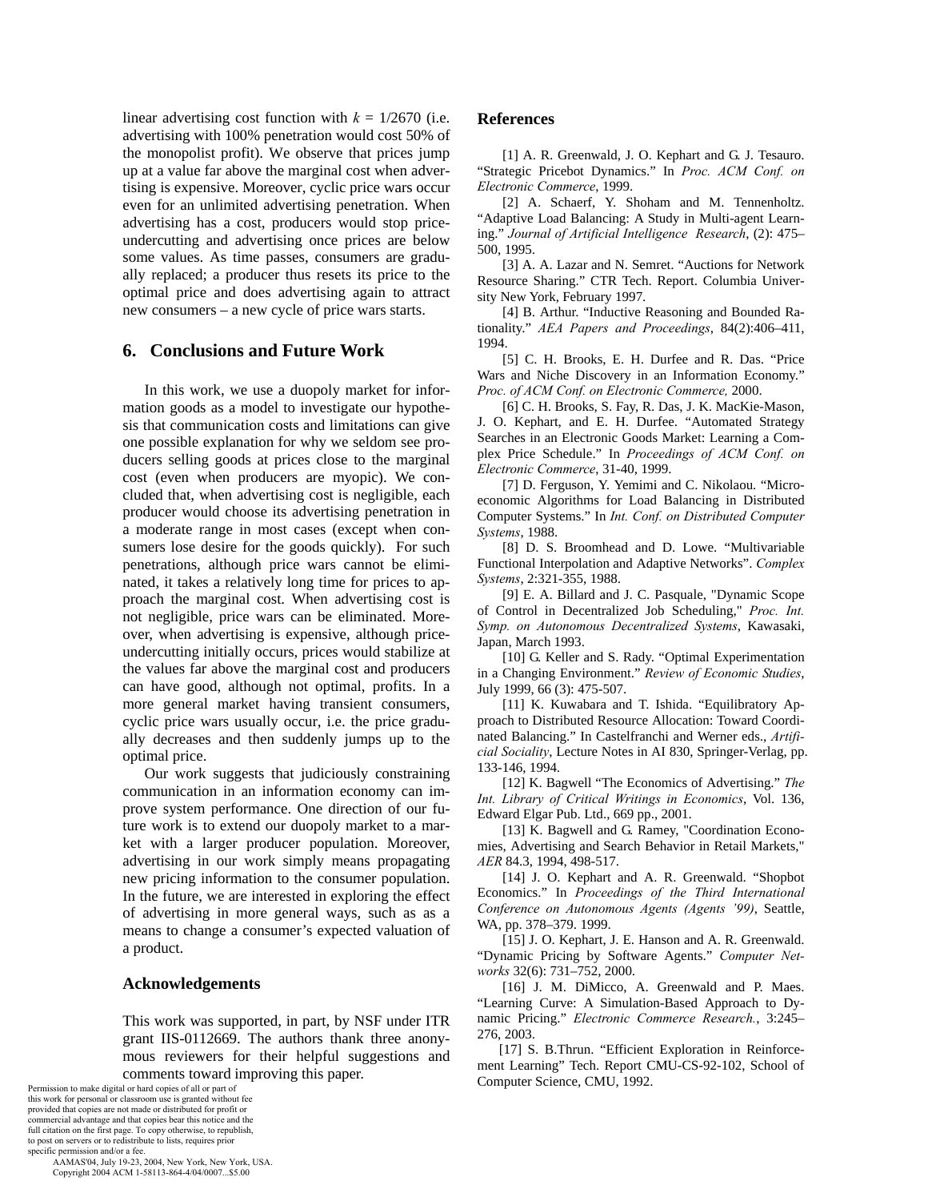linear advertising cost function with $k$ = 1/2670 (i.e. advertising with 100% penetration would cost 50% of the monopolist profit). We observe that prices jump up at a value far above the marginal cost when advertising is expensive. Moreover, cyclic price wars occur even for an unlimited advertising penetration. When advertising has a cost, producers would stop price-undercutting and advertising once prices are below some values. As time passes, consumers are gradually replaced; a producer thus resets its price to the optimal price and does advertising again to attract new consumers – a new cycle of price wars starts.

## 6. Conclusions and Future Work

In this work, we use a duopoly market for information goods as a model to investigate our hypothesis that communication costs and limitations can give one possible explanation for why we seldom see producers selling goods at prices close to the marginal cost (even when producers are myopic). We concluded that, when advertising cost is negligible, each producer would choose its advertising penetration in a moderate range in most cases (except when consumers lose desire for the goods quickly). For such penetrations, although price wars cannot be eliminated, it takes a relatively long time for prices to approach the marginal cost. When advertising cost is not negligible, price wars can be eliminated. Moreover, when advertising is expensive, although price-undercutting initially occurs, prices would stabilize at the values far above the marginal cost and producers can have good, although not optimal, profits. In a more general market having transient consumers, cyclic price wars usually occur, i.e. the price gradually decreases and then suddenly jumps up to the optimal price.

Our work suggests that judiciously constraining communication in an information economy can improve system performance. One direction of our future work is to extend our duopoly market to a market with a larger producer population. Moreover, advertising in our work simply means propagating new pricing information to the consumer population. In the future, we are interested in exploring the effect of advertising in more general ways, such as as a means to change a consumer's expected valuation of a product.

## Acknowledgements

This work was supported, in part, by NSF under ITR grant IIS-0112669. The authors thank three anonymous reviewers for their helpful suggestions and comments toward improving this paper.

Permission to make digital or hard copies of all or part of this work for personal or classroom use is granted without fee provided that copies are not made or distributed for profit or commercial advantage and that copies bear this notice and the full citation on the first page. To copy otherwise, to republish, to post on servers or to redistribute to lists, requires prior specific permission and/or a fee.
AAMAS'04, July 19-23, 2004, New York, New York, USA.
Copyright 2004 ACM 1-58113-864-4/04/0007...$5.00

## References

[1] A. R. Greenwald, J. O. Kephart and G. J. Tesauro. "Strategic Pricebot Dynamics." In *Proc. ACM Conf. on Electronic Commerce*, 1999.

[2] A. Schaerf, Y. Shoham and M. Tennenholtz. "Adaptive Load Balancing: A Study in Multi-agent Learning." *Journal of Artificial Intelligence Research*, (2): 475–500, 1995.

[3] A. A. Lazar and N. Semret. "Auctions for Network Resource Sharing." CTR Tech. Report. Columbia University New York, February 1997.

[4] B. Arthur. "Inductive Reasoning and Bounded Rationality." *AEA Papers and Proceedings*, 84(2):406–411, 1994.

[5] C. H. Brooks, E. H. Durfee and R. Das. "Price Wars and Niche Discovery in an Information Economy." *Proc. of ACM Conf. on Electronic Commerce,* 2000.

[6] C. H. Brooks, S. Fay, R. Das, J. K. MacKie-Mason, J. O. Kephart, and E. H. Durfee. "Automated Strategy Searches in an Electronic Goods Market: Learning a Complex Price Schedule." In *Proceedings of ACM Conf. on Electronic Commerce*, 31-40, 1999.

[7] D. Ferguson, Y. Yemimi and C. Nikolaou. "Microeconomic Algorithms for Load Balancing in Distributed Computer Systems." In *Int. Conf. on Distributed Computer Systems*, 1988.

[8] D. S. Broomhead and D. Lowe. "Multivariable Functional Interpolation and Adaptive Networks". *Complex Systems*, 2:321-355, 1988.

[9] E. A. Billard and J. C. Pasquale, "Dynamic Scope of Control in Decentralized Job Scheduling," *Proc. Int. Symp. on Autonomous Decentralized Systems*, Kawasaki, Japan, March 1993.

[10] G. Keller and S. Rady. "Optimal Experimentation in a Changing Environment." *Review of Economic Studies*, July 1999, 66 (3): 475-507.

[11] K. Kuwabara and T. Ishida. "Equilibratory Approach to Distributed Resource Allocation: Toward Coordinated Balancing." In Castelfranchi and Werner eds., *Artificial Sociality*, Lecture Notes in AI 830, Springer-Verlag, pp. 133-146, 1994.

[12] K. Bagwell "The Economics of Advertising." *The Int. Library of Critical Writings in Economics*, Vol. 136, Edward Elgar Pub. Ltd., 669 pp., 2001.

[13] K. Bagwell and G. Ramey, "Coordination Economies, Advertising and Search Behavior in Retail Markets," *AER* 84.3, 1994, 498-517.

[14] J. O. Kephart and A. R. Greenwald. "Shopbot Economics." In *Proceedings of the Third International Conference on Autonomous Agents (Agents '99)*, Seattle, WA, pp. 378–379. 1999.

[15] J. O. Kephart, J. E. Hanson and A. R. Greenwald. "Dynamic Pricing by Software Agents." *Computer Networks* 32(6): 731–752, 2000.

[16] J. M. DiMicco, A. Greenwald and P. Maes. "Learning Curve: A Simulation-Based Approach to Dynamic Pricing." *Electronic Commerce Research.*, 3:245–276, 2003.

[17] S. B.Thrun. "Efficient Exploration in Reinforcement Learning" Tech. Report CMU-CS-92-102, School of Computer Science, CMU, 1992.